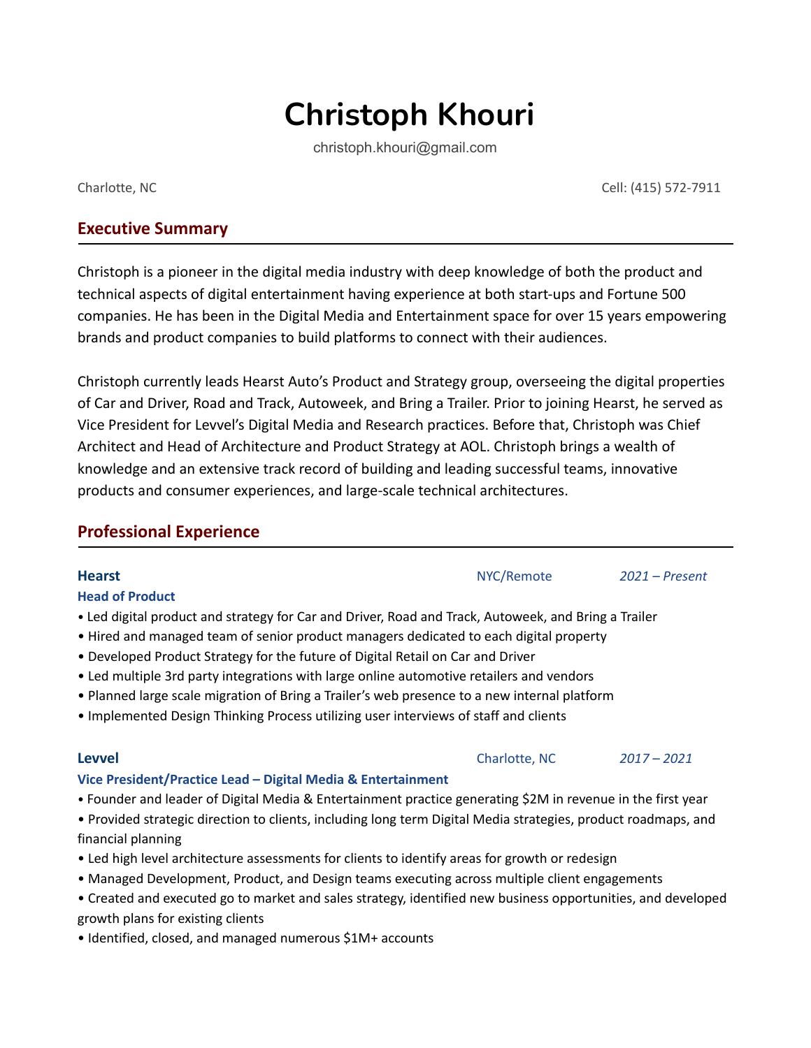# Christoph Khouri

christoph.khouri@gmail.com

Charlotte, NC　　　　Cell: (415) 572-7911

## Executive Summary

Christoph is a pioneer in the digital media industry with deep knowledge of both the product and technical aspects of digital entertainment having experience at both start-ups and Fortune 500 companies. He has been in the Digital Media and Entertainment space for over 15 years empowering brands and product companies to build platforms to connect with their audiences.

Christoph currently leads Hearst Auto's Product and Strategy group, overseeing the digital properties of Car and Driver, Road and Track, Autoweek, and Bring a Trailer. Prior to joining Hearst, he served as Vice President for Levvel's Digital Media and Research practices. Before that, Christoph was Chief Architect and Head of Architecture and Product Strategy at AOL. Christoph brings a wealth of knowledge and an extensive track record of building and leading successful teams, innovative products and consumer experiences, and large-scale technical architectures.

## Professional Experience

### Hearst — NYC/Remote — *2021 – Present*

**Head of Product**

- Led digital product and strategy for Car and Driver, Road and Track, Autoweek, and Bring a Trailer
- Hired and managed team of senior product managers dedicated to each digital property
- Developed Product Strategy for the future of Digital Retail on Car and Driver
- Led multiple 3rd party integrations with large online automotive retailers and vendors
- Planned large scale migration of Bring a Trailer's web presence to a new internal platform
- Implemented Design Thinking Process utilizing user interviews of staff and clients

### Levvel — Charlotte, NC — *2017 – 2021*

**Vice President/Practice Lead – Digital Media & Entertainment**

- Founder and leader of Digital Media & Entertainment practice generating $2M in revenue in the first year
- Provided strategic direction to clients, including long term Digital Media strategies, product roadmaps, and financial planning
- Led high level architecture assessments for clients to identify areas for growth or redesign
- Managed Development, Product, and Design teams executing across multiple client engagements
- Created and executed go to market and sales strategy, identified new business opportunities, and developed growth plans for existing clients
- Identified, closed, and managed numerous $1M+ accounts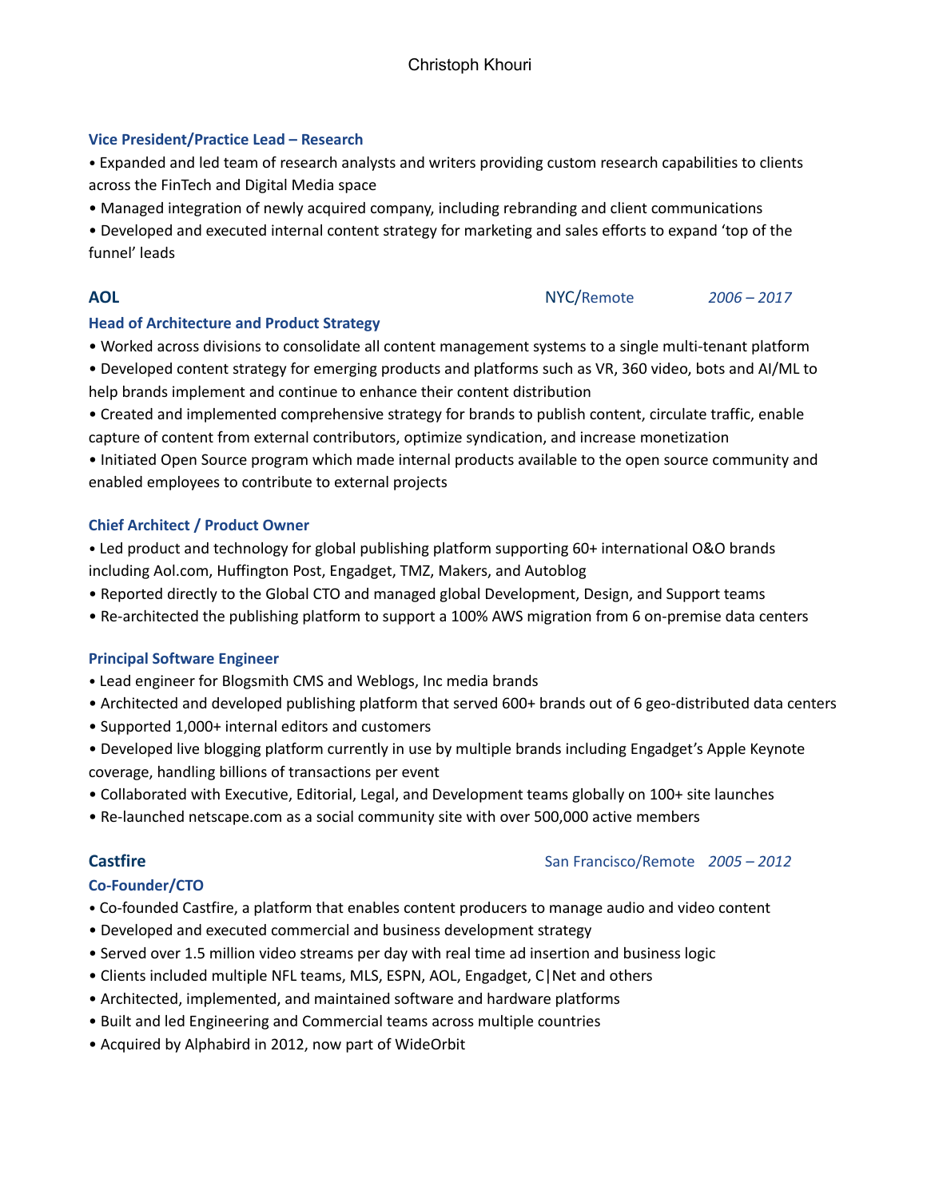### Vice President/Practice Lead – Research

- Expanded and led team of research analysts and writers providing custom research capabilities to clients across the FinTech and Digital Media space
- Managed integration of newly acquired company, including rebranding and client communications
- Developed and executed internal content strategy for marketing and sales efforts to expand 'top of the funnel' leads

## AOL — NYC/Remote — *2006 – 2017*

### Head of Architecture and Product Strategy

- Worked across divisions to consolidate all content management systems to a single multi-tenant platform
- Developed content strategy for emerging products and platforms such as VR, 360 video, bots and AI/ML to help brands implement and continue to enhance their content distribution
- Created and implemented comprehensive strategy for brands to publish content, circulate traffic, enable capture of content from external contributors, optimize syndication, and increase monetization
- Initiated Open Source program which made internal products available to the open source community and enabled employees to contribute to external projects

### Chief Architect / Product Owner

- Led product and technology for global publishing platform supporting 60+ international O&O brands including Aol.com, Huffington Post, Engadget, TMZ, Makers, and Autoblog
- Reported directly to the Global CTO and managed global Development, Design, and Support teams
- Re-architected the publishing platform to support a 100% AWS migration from 6 on-premise data centers

### Principal Software Engineer

- Lead engineer for Blogsmith CMS and Weblogs, Inc media brands
- Architected and developed publishing platform that served 600+ brands out of 6 geo-distributed data centers
- Supported 1,000+ internal editors and customers
- Developed live blogging platform currently in use by multiple brands including Engadget's Apple Keynote coverage, handling billions of transactions per event
- Collaborated with Executive, Editorial, Legal, and Development teams globally on 100+ site launches
- Re-launched netscape.com as a social community site with over 500,000 active members

## Castfire — San Francisco/Remote — *2005 – 2012*

### Co-Founder/CTO

- Co-founded Castfire, a platform that enables content producers to manage audio and video content
- Developed and executed commercial and business development strategy
- Served over 1.5 million video streams per day with real time ad insertion and business logic
- Clients included multiple NFL teams, MLS, ESPN, AOL, Engadget, C|Net and others
- Architected, implemented, and maintained software and hardware platforms
- Built and led Engineering and Commercial teams across multiple countries
- Acquired by Alphabird in 2012, now part of WideOrbit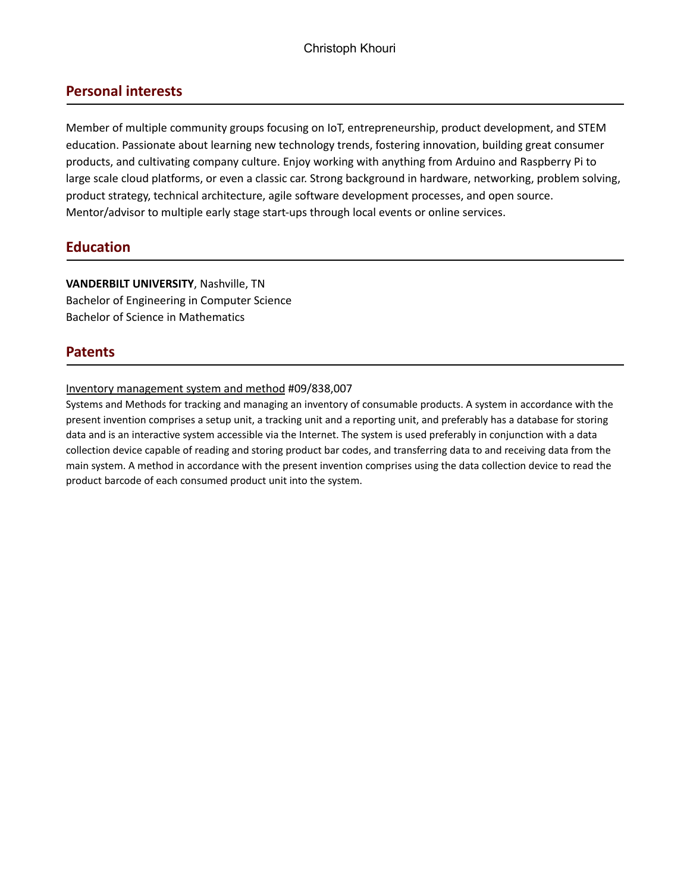Christoph Khouri

## Personal interests

Member of multiple community groups focusing on IoT, entrepreneurship, product development, and STEM education. Passionate about learning new technology trends, fostering innovation, building great consumer products, and cultivating company culture. Enjoy working with anything from Arduino and Raspberry Pi to large scale cloud platforms, or even a classic car. Strong background in hardware, networking, problem solving, product strategy, technical architecture, agile software development processes, and open source. Mentor/advisor to multiple early stage start-ups through local events or online services.

## Education

**VANDERBILT UNIVERSITY**, Nashville, TN
Bachelor of Engineering in Computer Science
Bachelor of Science in Mathematics

## Patents

Inventory management system and method #09/838,007

Systems and Methods for tracking and managing an inventory of consumable products. A system in accordance with the present invention comprises a setup unit, a tracking unit and a reporting unit, and preferably has a database for storing data and is an interactive system accessible via the Internet. The system is used preferably in conjunction with a data collection device capable of reading and storing product bar codes, and transferring data to and receiving data from the main system. A method in accordance with the present invention comprises using the data collection device to read the product barcode of each consumed product unit into the system.